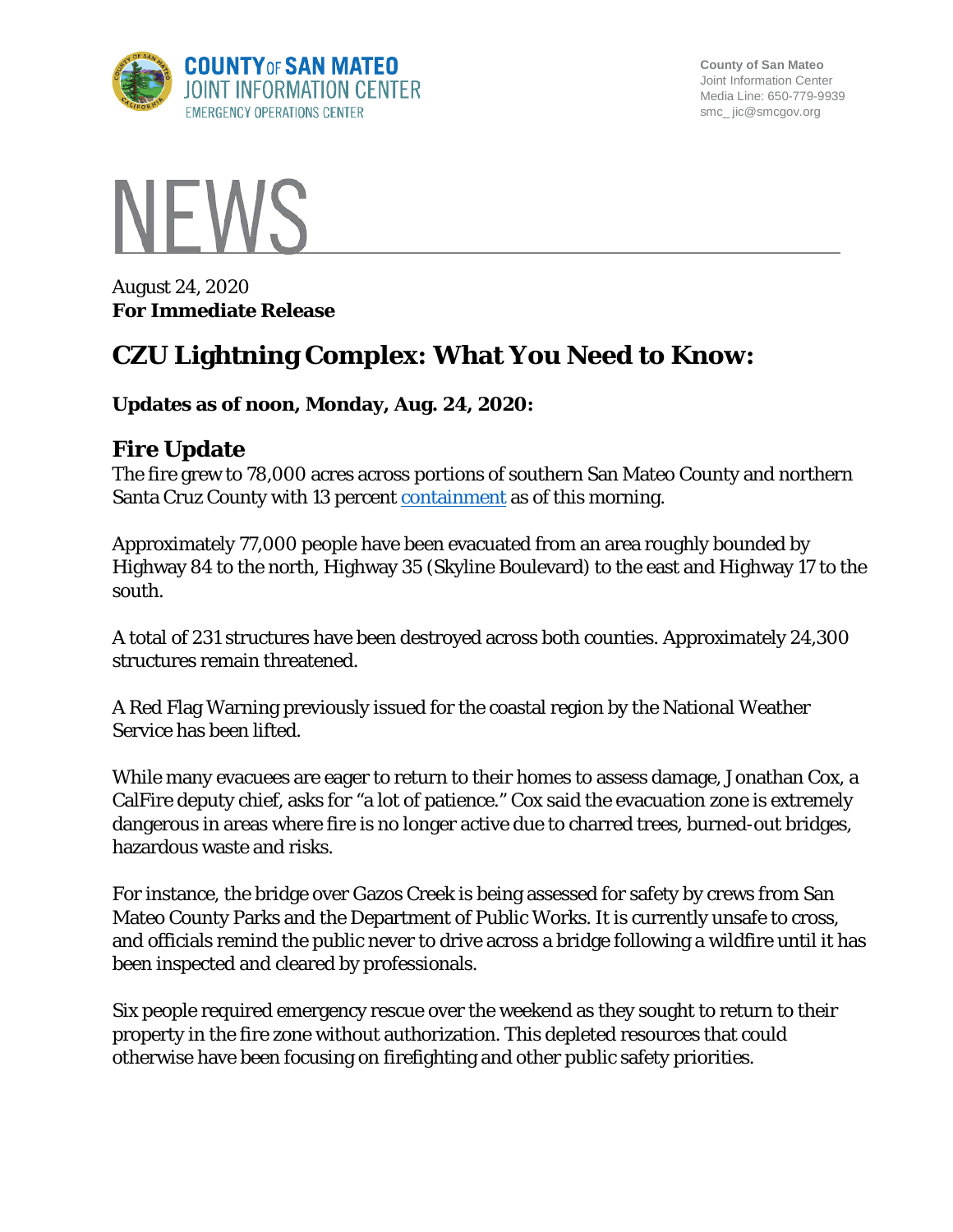COUNTY OF SAN MATEO
JOINT INFORMATION CENTER
EMERGENCY OPERATIONS CENTER

County of San Mateo
Joint Information Center
Media Line: 650-779-9939
smc_jic@smcgov.org

# NEWS

August 24, 2020
**For Immediate Release**

# CZU Lightning Complex: What You Need to Know:

**Updates as of noon, Monday, Aug. 24, 2020:**

## Fire Update

The fire grew to 78,000 acres across portions of southern San Mateo County and northern Santa Cruz County with 13 percent containment as of this morning.

Approximately 77,000 people have been evacuated from an area roughly bounded by Highway 84 to the north, Highway 35 (Skyline Boulevard) to the east and Highway 17 to the south.

A total of 231 structures have been destroyed across both counties. Approximately 24,300 structures remain threatened.

A Red Flag Warning previously issued for the coastal region by the National Weather Service has been lifted.

While many evacuees are eager to return to their homes to assess damage, Jonathan Cox, a CalFire deputy chief, asks for “a lot of patience.” Cox said the evacuation zone is extremely dangerous in areas where fire is no longer active due to charred trees, burned-out bridges, hazardous waste and risks.

For instance, the bridge over Gazos Creek is being assessed for safety by crews from San Mateo County Parks and the Department of Public Works. It is currently unsafe to cross, and officials remind the public never to drive across a bridge following a wildfire until it has been inspected and cleared by professionals.

Six people required emergency rescue over the weekend as they sought to return to their property in the fire zone without authorization. This depleted resources that could otherwise have been focusing on firefighting and other public safety priorities.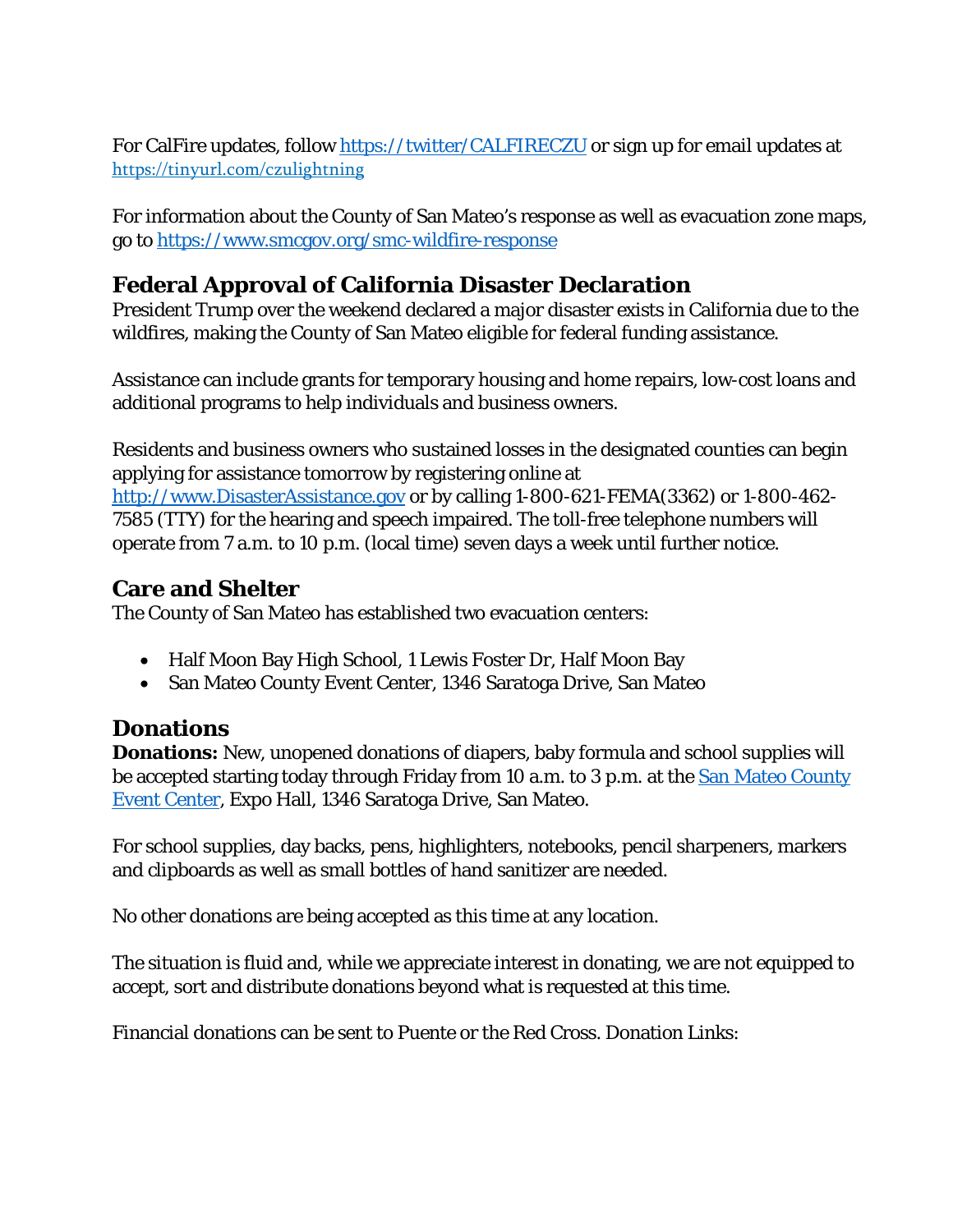For CalFire updates, follow [https://twitter/CALFIRECZU](https://twitter/CALFIRECZU) or sign up for email updates at [https://tinyurl.com/czulightning](https://tinyurl.com/czulightning)

For information about the County of San Mateo's response as well as evacuation zone maps, go to [https://www.smcgov.org/smc-wildfire-response](https://www.smcgov.org/smc-wildfire-response)

## Federal Approval of California Disaster Declaration

President Trump over the weekend declared a major disaster exists in California due to the wildfires, making the County of San Mateo eligible for federal funding assistance.

Assistance can include grants for temporary housing and home repairs, low-cost loans and additional programs to help individuals and business owners.

Residents and business owners who sustained losses in the designated counties can begin applying for assistance tomorrow by registering online at [http://www.DisasterAssistance.gov](http://www.DisasterAssistance.gov) or by calling 1-800-621-FEMA(3362) or 1-800-462-7585 (TTY) for the hearing and speech impaired. The toll-free telephone numbers will operate from 7 a.m. to 10 p.m. (local time) seven days a week until further notice.

## Care and Shelter

The County of San Mateo has established two evacuation centers:

- Half Moon Bay High School, 1 Lewis Foster Dr, Half Moon Bay
- San Mateo County Event Center, 1346 Saratoga Drive, San Mateo

## Donations

**Donations:** New, unopened donations of diapers, baby formula and school supplies will be accepted starting today through Friday from 10 a.m. to 3 p.m. at the [San Mateo County Event Center](#), Expo Hall, 1346 Saratoga Drive, San Mateo.

For school supplies, day backs, pens, highlighters, notebooks, pencil sharpeners, markers and clipboards as well as small bottles of hand sanitizer are needed.

No other donations are being accepted as this time at any location.

The situation is fluid and, while we appreciate interest in donating, we are not equipped to accept, sort and distribute donations beyond what is requested at this time.

Financial donations can be sent to Puente or the Red Cross. Donation Links: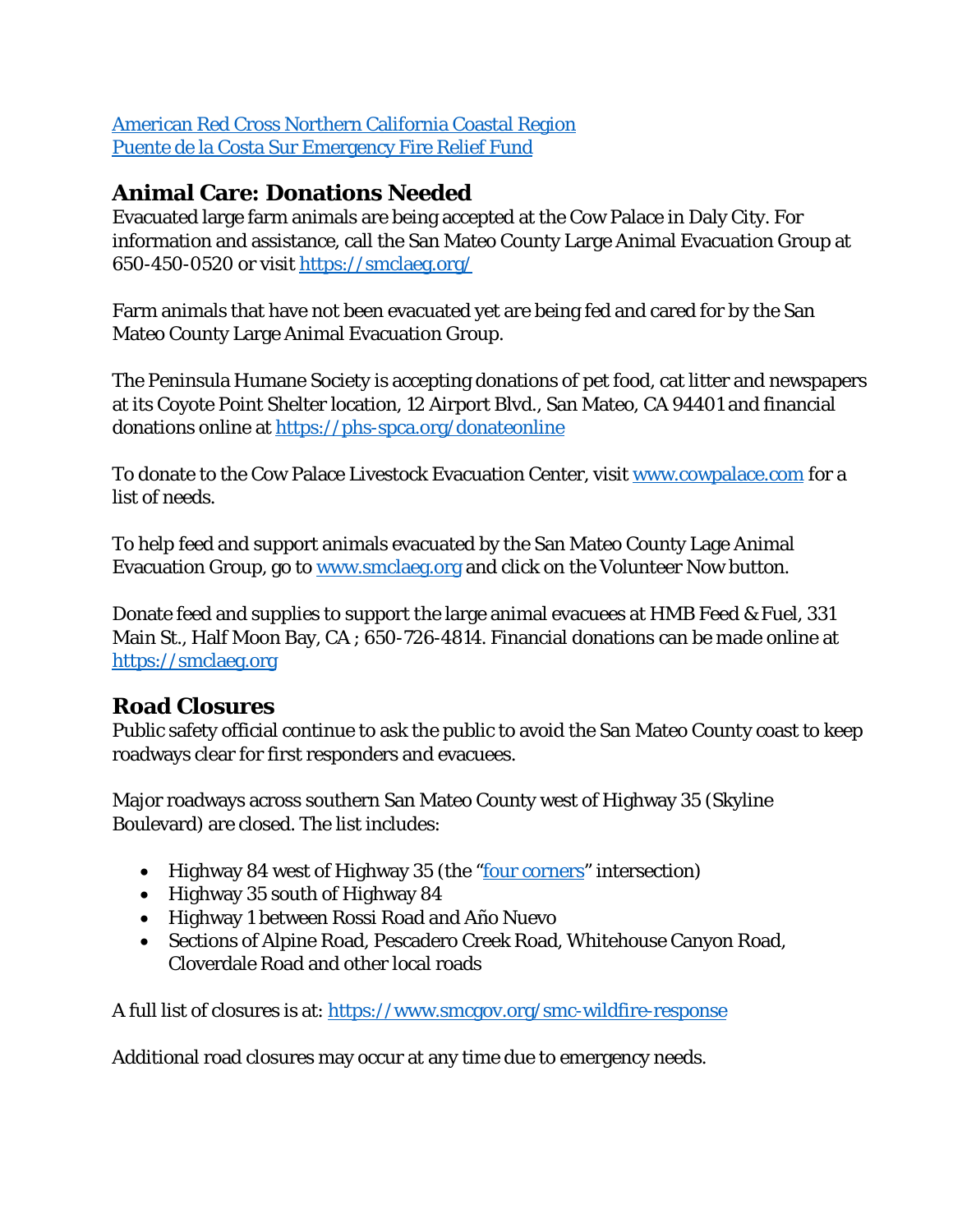[American Red Cross Northern California Coastal Region](#)
[Puente de la Costa Sur Emergency Fire Relief Fund](#)

## Animal Care: Donations Needed

Evacuated large farm animals are being accepted at the Cow Palace in Daly City. For information and assistance, call the San Mateo County Large Animal Evacuation Group at 650-450-0520 or visit https://smclaeg.org/

Farm animals that have not been evacuated yet are being fed and cared for by the San Mateo County Large Animal Evacuation Group.

The Peninsula Humane Society is accepting donations of pet food, cat litter and newspapers at its Coyote Point Shelter location, 12 Airport Blvd., San Mateo, CA 94401 and financial donations online at https://phs-spca.org/donateonline

To donate to the Cow Palace Livestock Evacuation Center, visit www.cowpalace.com for a list of needs.

To help feed and support animals evacuated by the San Mateo County Lage Animal Evacuation Group, go to www.smclaeg.org and click on the Volunteer Now button.

Donate feed and supplies to support the large animal evacuees at HMB Feed & Fuel, 331 Main St., Half Moon Bay, CA ; 650-726-4814. Financial donations can be made online at https://smclaeg.org

## Road Closures

Public safety official continue to ask the public to avoid the San Mateo County coast to keep roadways clear for first responders and evacuees.

Major roadways across southern San Mateo County west of Highway 35 (Skyline Boulevard) are closed. The list includes:

- Highway 84 west of Highway 35 (the "four corners" intersection)
- Highway 35 south of Highway 84
- Highway 1 between Rossi Road and Año Nuevo
- Sections of Alpine Road, Pescadero Creek Road, Whitehouse Canyon Road, Cloverdale Road and other local roads

A full list of closures is at: https://www.smcgov.org/smc-wildfire-response

Additional road closures may occur at any time due to emergency needs.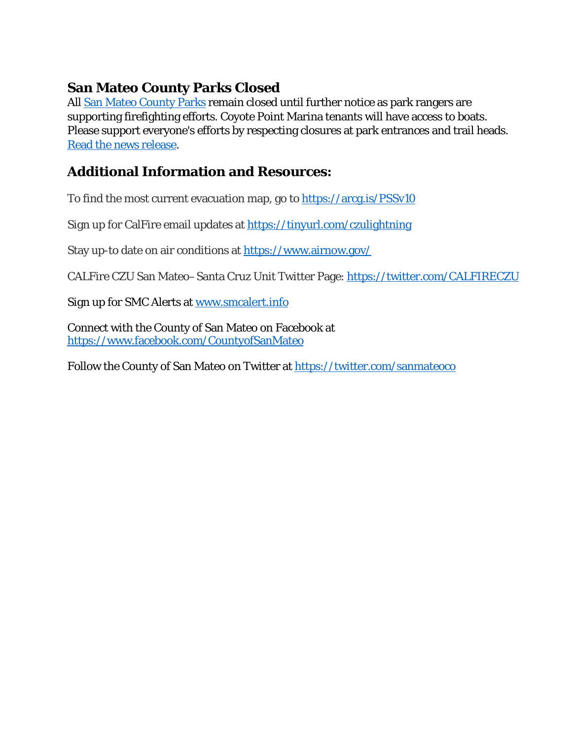## San Mateo County Parks Closed

All San Mateo County Parks remain closed until further notice as park rangers are supporting firefighting efforts. Coyote Point Marina tenants will have access to boats. Please support everyone's efforts by respecting closures at park entrances and trail heads. Read the news release.

## Additional Information and Resources:

To find the most current evacuation map, go to https://arcg.is/PSSv10

Sign up for CalFire email updates at https://tinyurl.com/czulightning

Stay up-to date on air conditions at https://www.airnow.gov/

CALFire CZU San Mateo– Santa Cruz Unit Twitter Page: https://twitter.com/CALFIRECZU

Sign up for SMC Alerts at www.smcalert.info

Connect with the County of San Mateo on Facebook at https://www.facebook.com/CountyofSanMateo

Follow the County of San Mateo on Twitter at https://twitter.com/sanmateoco